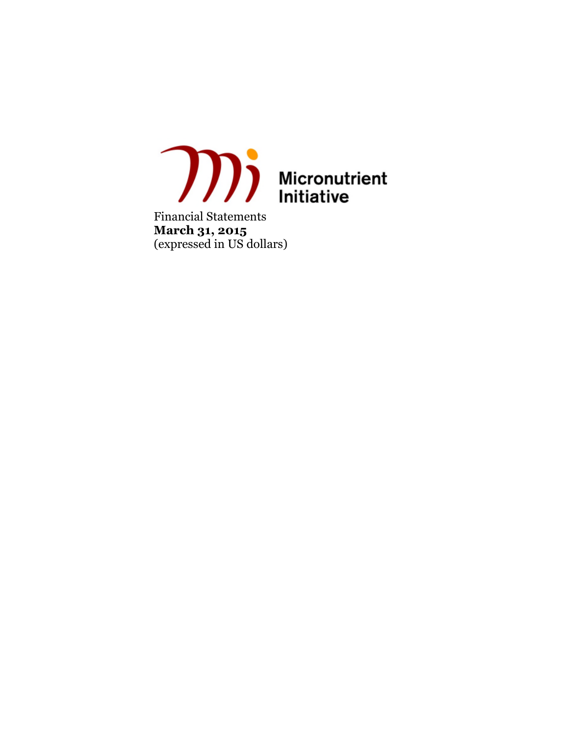Micronutrient Initiative

Financial Statements
**March 31, 2015**
(expressed in US dollars)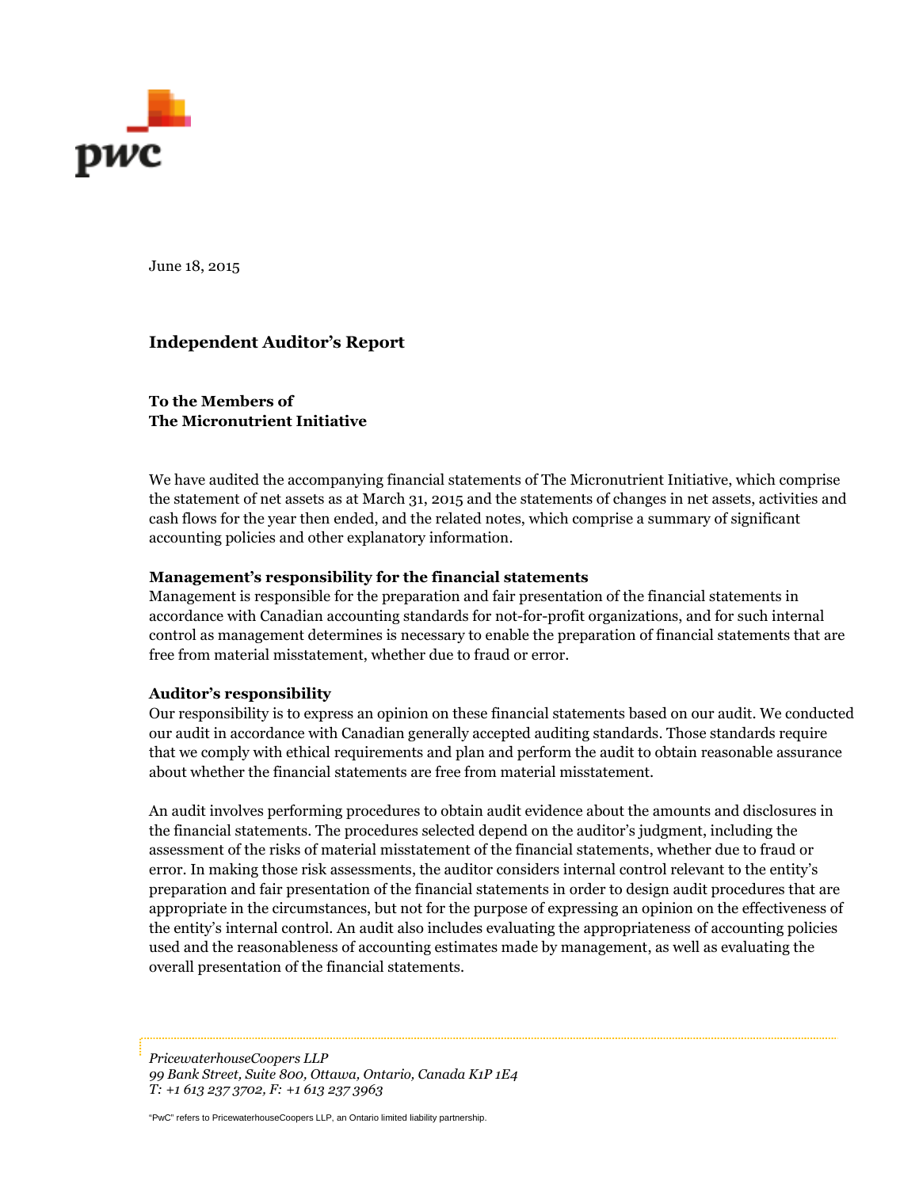June 18, 2015

## Independent Auditor's Report

**To the Members of**
**The Micronutrient Initiative**

We have audited the accompanying financial statements of The Micronutrient Initiative, which comprise the statement of net assets as at March 31, 2015 and the statements of changes in net assets, activities and cash flows for the year then ended, and the related notes, which comprise a summary of significant accounting policies and other explanatory information.

**Management's responsibility for the financial statements**

Management is responsible for the preparation and fair presentation of the financial statements in accordance with Canadian accounting standards for not-for-profit organizations, and for such internal control as management determines is necessary to enable the preparation of financial statements that are free from material misstatement, whether due to fraud or error.

**Auditor's responsibility**

Our responsibility is to express an opinion on these financial statements based on our audit. We conducted our audit in accordance with Canadian generally accepted auditing standards. Those standards require that we comply with ethical requirements and plan and perform the audit to obtain reasonable assurance about whether the financial statements are free from material misstatement.

An audit involves performing procedures to obtain audit evidence about the amounts and disclosures in the financial statements. The procedures selected depend on the auditor's judgment, including the assessment of the risks of material misstatement of the financial statements, whether due to fraud or error. In making those risk assessments, the auditor considers internal control relevant to the entity's preparation and fair presentation of the financial statements in order to design audit procedures that are appropriate in the circumstances, but not for the purpose of expressing an opinion on the effectiveness of the entity's internal control. An audit also includes evaluating the appropriateness of accounting policies used and the reasonableness of accounting estimates made by management, as well as evaluating the overall presentation of the financial statements.

*PricewaterhouseCoopers LLP*
*99 Bank Street, Suite 800, Ottawa, Ontario, Canada K1P 1E4*
*T: +1 613 237 3702, F: +1 613 237 3963*

"PwC" refers to PricewaterhouseCoopers LLP, an Ontario limited liability partnership.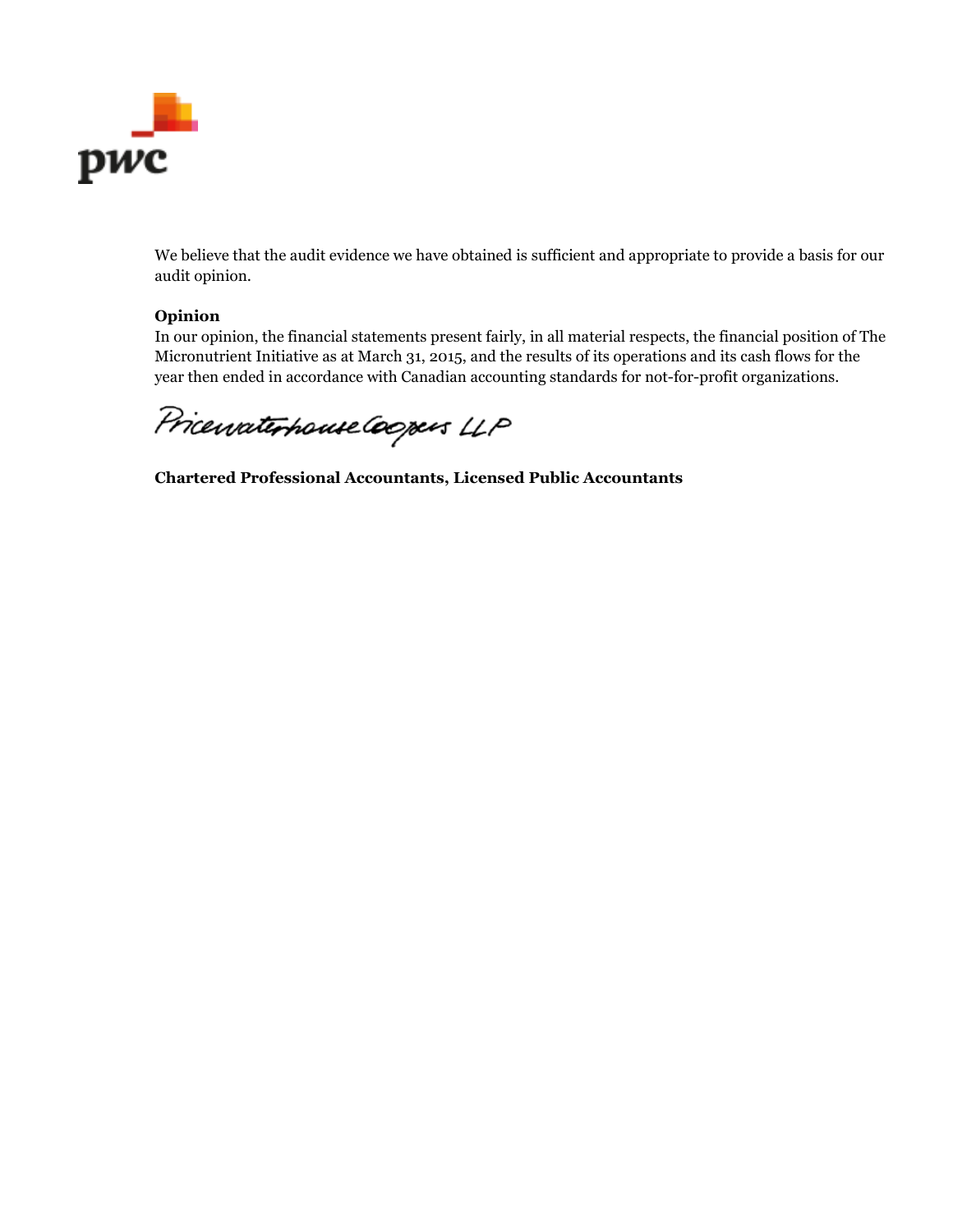We believe that the audit evidence we have obtained is sufficient and appropriate to provide a basis for our audit opinion.

**Opinion**

In our opinion, the financial statements present fairly, in all material respects, the financial position of The Micronutrient Initiative as at March 31, 2015, and the results of its operations and its cash flows for the year then ended in accordance with Canadian accounting standards for not-for-profit organizations.

PricewaterhouseCoopers LLP

**Chartered Professional Accountants, Licensed Public Accountants**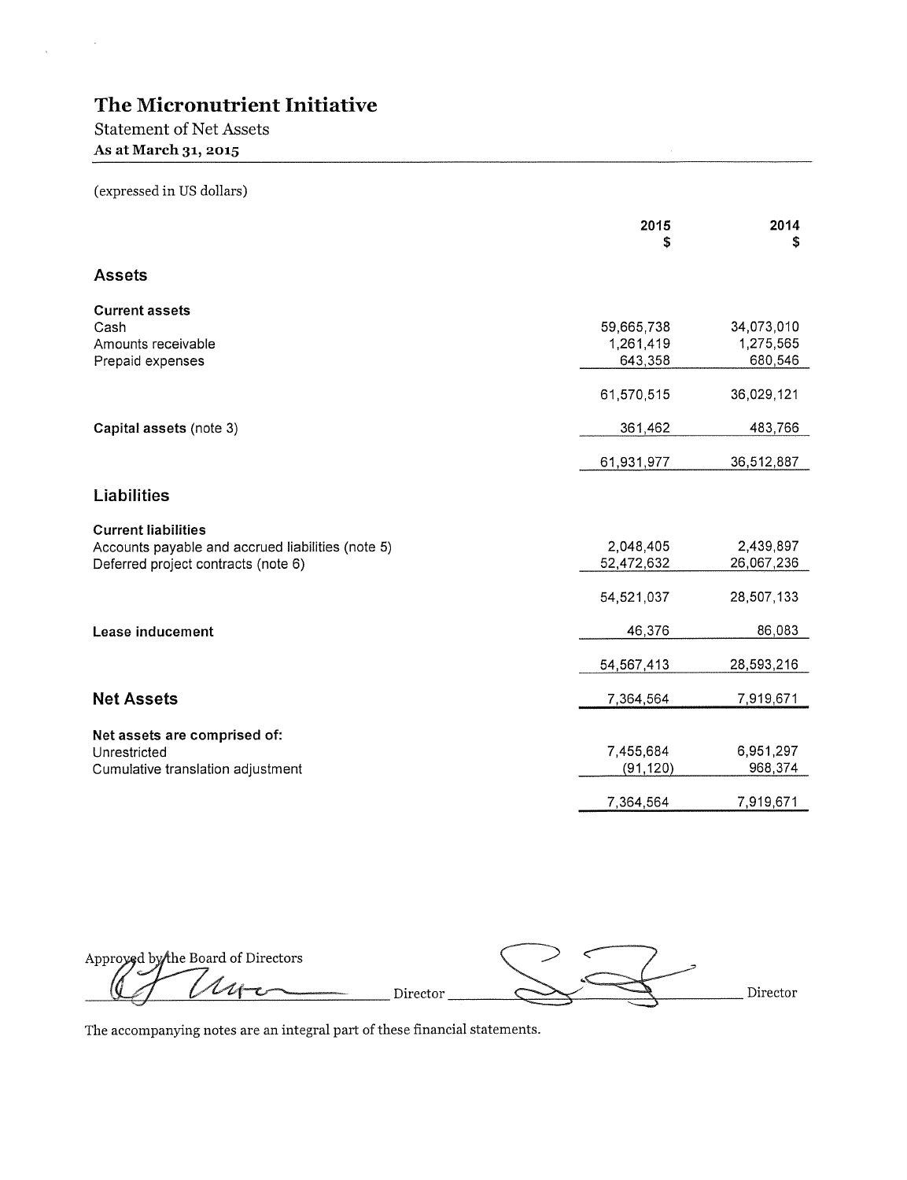# The Micronutrient Initiative

Statement of Net Assets

**As at March 31, 2015**

(expressed in US dollars)

| | 2015<br>$ | 2014<br>$ |
|---|---|---|
| **Assets** | | |
| **Current assets** | | |
| Cash | 59,665,738 | 34,073,010 |
| Amounts receivable | 1,261,419 | 1,275,565 |
| Prepaid expenses | 643,358 | 680,546 |
| | 61,570,515 | 36,029,121 |
| **Capital assets** (note 3) | 361,462 | 483,766 |
| | 61,931,977 | 36,512,887 |
| **Liabilities** | | |
| **Current liabilities** | | |
| Accounts payable and accrued liabilities (note 5) | 2,048,405 | 2,439,897 |
| Deferred project contracts (note 6) | 52,472,632 | 26,067,236 |
| | 54,521,037 | 28,507,133 |
| **Lease inducement** | 46,376 | 86,083 |
| | 54,567,413 | 28,593,216 |
| **Net Assets** | 7,364,564 | 7,919,671 |
| **Net assets are comprised of:** | | |
| Unrestricted | 7,455,684 | 6,951,297 |
| Cumulative translation adjustment | (91,120) | 968,374 |
| | 7,364,564 | 7,919,671 |

Approved by the Board of Directors

_______________ Director _______________ Director

The accompanying notes are an integral part of these financial statements.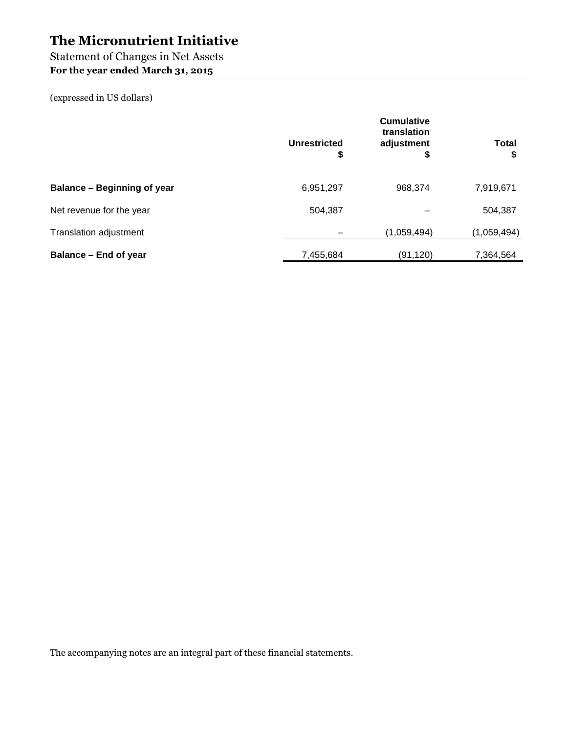# The Micronutrient Initiative

Statement of Changes in Net Assets

**For the year ended March 31, 2015**

(expressed in US dollars)

| | Unrestricted $ | Cumulative translation adjustment $ | Total $ |
|---|---|---|---|
| **Balance – Beginning of year** | 6,951,297 | 968,374 | 7,919,671 |
| Net revenue for the year | 504,387 | – | 504,387 |
| Translation adjustment | – | (1,059,494) | (1,059,494) |
| **Balance – End of year** | 7,455,684 | (91,120) | 7,364,564 |

The accompanying notes are an integral part of these financial statements.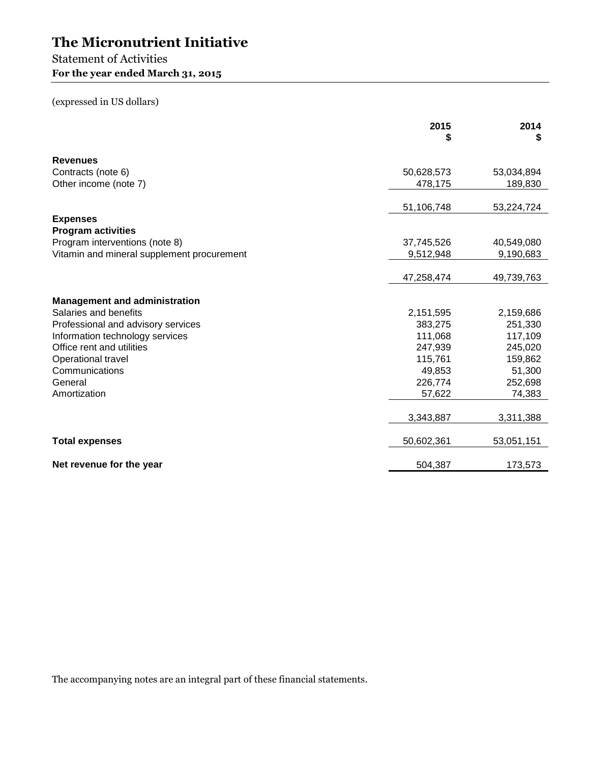# The Micronutrient Initiative

## Statement of Activities

**For the year ended March 31, 2015**

(expressed in US dollars)

| | 2015<br>$ | 2014<br>$ |
|---|---|---|
| **Revenues** | | |
| Contracts (note 6) | 50,628,573 | 53,034,894 |
| Other income (note 7) | 478,175 | 189,830 |
| | 51,106,748 | 53,224,724 |
| **Expenses** | | |
| **Program activities** | | |
| Program interventions (note 8) | 37,745,526 | 40,549,080 |
| Vitamin and mineral supplement procurement | 9,512,948 | 9,190,683 |
| | 47,258,474 | 49,739,763 |
| **Management and administration** | | |
| Salaries and benefits | 2,151,595 | 2,159,686 |
| Professional and advisory services | 383,275 | 251,330 |
| Information technology services | 111,068 | 117,109 |
| Office rent and utilities | 247,939 | 245,020 |
| Operational travel | 115,761 | 159,862 |
| Communications | 49,853 | 51,300 |
| General | 226,774 | 252,698 |
| Amortization | 57,622 | 74,383 |
| | 3,343,887 | 3,311,388 |
| **Total expenses** | 50,602,361 | 53,051,151 |
| **Net revenue for the year** | 504,387 | 173,573 |

The accompanying notes are an integral part of these financial statements.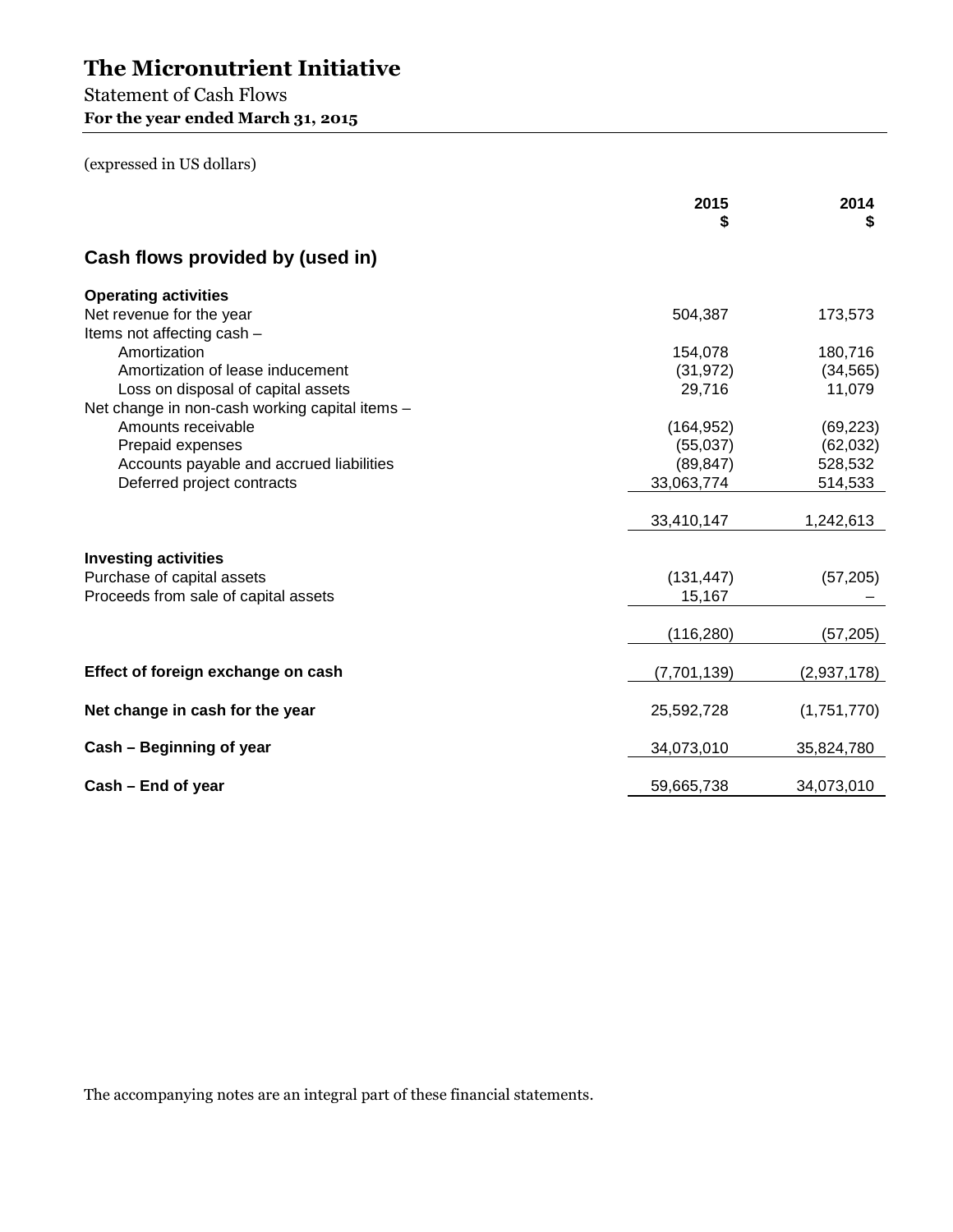# The Micronutrient Initiative

Statement of Cash Flows

**For the year ended March 31, 2015**

(expressed in US dollars)

| | 2015<br>$ | 2014<br>$ |
|---|---|---|
| **Cash flows provided by (used in)** | | |
| **Operating activities** | | |
| Net revenue for the year | 504,387 | 173,573 |
| Items not affecting cash – | | |
| Amortization | 154,078 | 180,716 |
| Amortization of lease inducement | (31,972) | (34,565) |
| Loss on disposal of capital assets | 29,716 | 11,079 |
| Net change in non-cash working capital items – | | |
| Amounts receivable | (164,952) | (69,223) |
| Prepaid expenses | (55,037) | (62,032) |
| Accounts payable and accrued liabilities | (89,847) | 528,532 |
| Deferred project contracts | 33,063,774 | 514,533 |
| | 33,410,147 | 1,242,613 |
| **Investing activities** | | |
| Purchase of capital assets | (131,447) | (57,205) |
| Proceeds from sale of capital assets | 15,167 | – |
| | (116,280) | (57,205) |
| **Effect of foreign exchange on cash** | (7,701,139) | (2,937,178) |
| **Net change in cash for the year** | 25,592,728 | (1,751,770) |
| **Cash – Beginning of year** | 34,073,010 | 35,824,780 |
| **Cash – End of year** | 59,665,738 | 34,073,010 |

The accompanying notes are an integral part of these financial statements.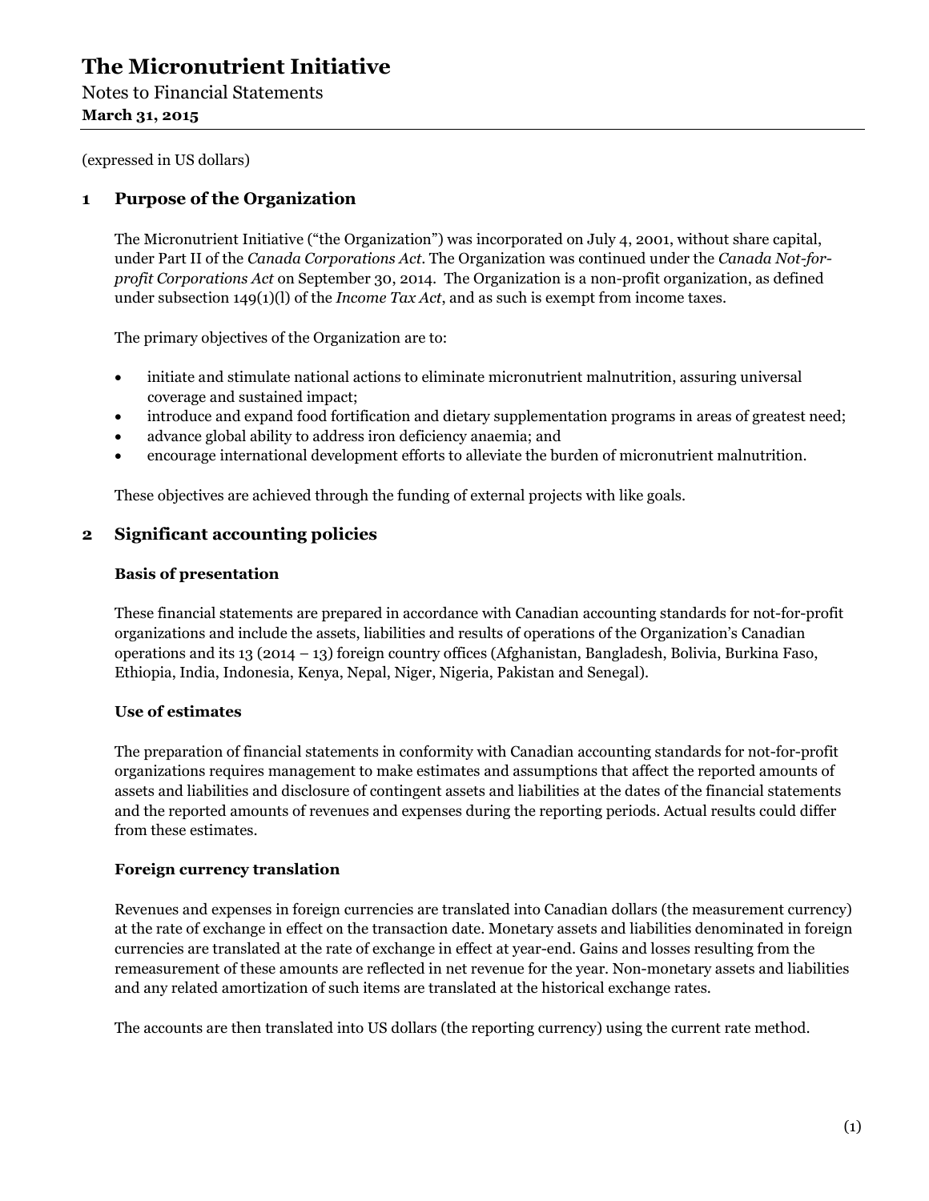# The Micronutrient Initiative

Notes to Financial Statements
**March 31, 2015**

(expressed in US dollars)

## 1 Purpose of the Organization

The Micronutrient Initiative ("the Organization") was incorporated on July 4, 2001, without share capital, under Part II of the *Canada Corporations Act*. The Organization was continued under the *Canada Not-for-profit Corporations Act* on September 30, 2014. The Organization is a non-profit organization, as defined under subsection 149(1)(l) of the *Income Tax Act*, and as such is exempt from income taxes.

The primary objectives of the Organization are to:

- initiate and stimulate national actions to eliminate micronutrient malnutrition, assuring universal coverage and sustained impact;
- introduce and expand food fortification and dietary supplementation programs in areas of greatest need;
- advance global ability to address iron deficiency anaemia; and
- encourage international development efforts to alleviate the burden of micronutrient malnutrition.

These objectives are achieved through the funding of external projects with like goals.

## 2 Significant accounting policies

### Basis of presentation

These financial statements are prepared in accordance with Canadian accounting standards for not-for-profit organizations and include the assets, liabilities and results of operations of the Organization's Canadian operations and its 13 (2014 – 13) foreign country offices (Afghanistan, Bangladesh, Bolivia, Burkina Faso, Ethiopia, India, Indonesia, Kenya, Nepal, Niger, Nigeria, Pakistan and Senegal).

### Use of estimates

The preparation of financial statements in conformity with Canadian accounting standards for not-for-profit organizations requires management to make estimates and assumptions that affect the reported amounts of assets and liabilities and disclosure of contingent assets and liabilities at the dates of the financial statements and the reported amounts of revenues and expenses during the reporting periods. Actual results could differ from these estimates.

### Foreign currency translation

Revenues and expenses in foreign currencies are translated into Canadian dollars (the measurement currency) at the rate of exchange in effect on the transaction date. Monetary assets and liabilities denominated in foreign currencies are translated at the rate of exchange in effect at year-end. Gains and losses resulting from the remeasurement of these amounts are reflected in net revenue for the year. Non-monetary assets and liabilities and any related amortization of such items are translated at the historical exchange rates.

The accounts are then translated into US dollars (the reporting currency) using the current rate method.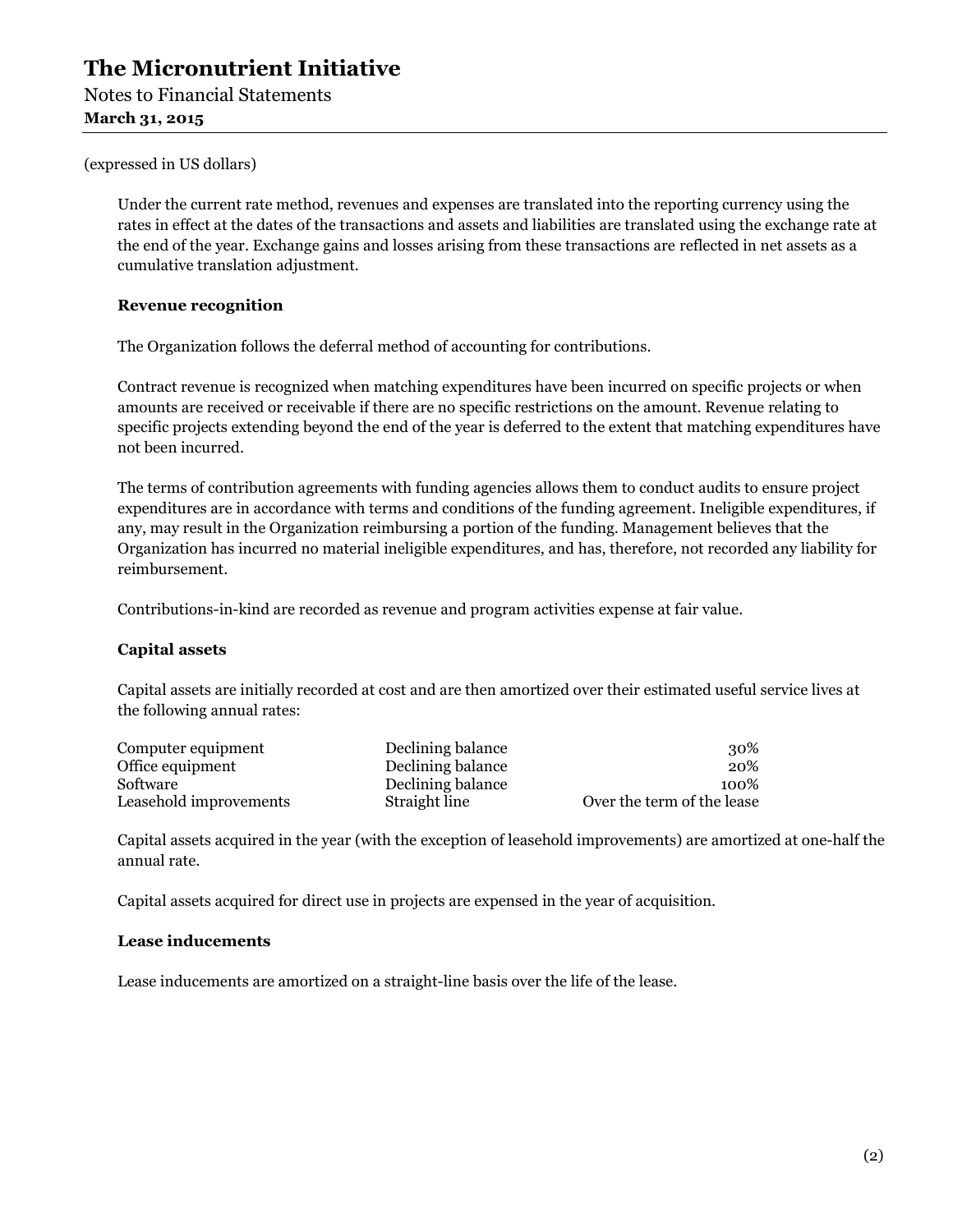(expressed in US dollars)

Under the current rate method, revenues and expenses are translated into the reporting currency using the rates in effect at the dates of the transactions and assets and liabilities are translated using the exchange rate at the end of the year. Exchange gains and losses arising from these transactions are reflected in net assets as a cumulative translation adjustment.

**Revenue recognition**

The Organization follows the deferral method of accounting for contributions.

Contract revenue is recognized when matching expenditures have been incurred on specific projects or when amounts are received or receivable if there are no specific restrictions on the amount. Revenue relating to specific projects extending beyond the end of the year is deferred to the extent that matching expenditures have not been incurred.

The terms of contribution agreements with funding agencies allows them to conduct audits to ensure project expenditures are in accordance with terms and conditions of the funding agreement. Ineligible expenditures, if any, may result in the Organization reimbursing a portion of the funding. Management believes that the Organization has incurred no material ineligible expenditures, and has, therefore, not recorded any liability for reimbursement.

Contributions-in-kind are recorded as revenue and program activities expense at fair value.

**Capital assets**

Capital assets are initially recorded at cost and are then amortized over their estimated useful service lives at the following annual rates:

| | | |
|---|---|---|
| Computer equipment | Declining balance | 30% |
| Office equipment | Declining balance | 20% |
| Software | Declining balance | 100% |
| Leasehold improvements | Straight line | Over the term of the lease |

Capital assets acquired in the year (with the exception of leasehold improvements) are amortized at one-half the annual rate.

Capital assets acquired for direct use in projects are expensed in the year of acquisition.

**Lease inducements**

Lease inducements are amortized on a straight-line basis over the life of the lease.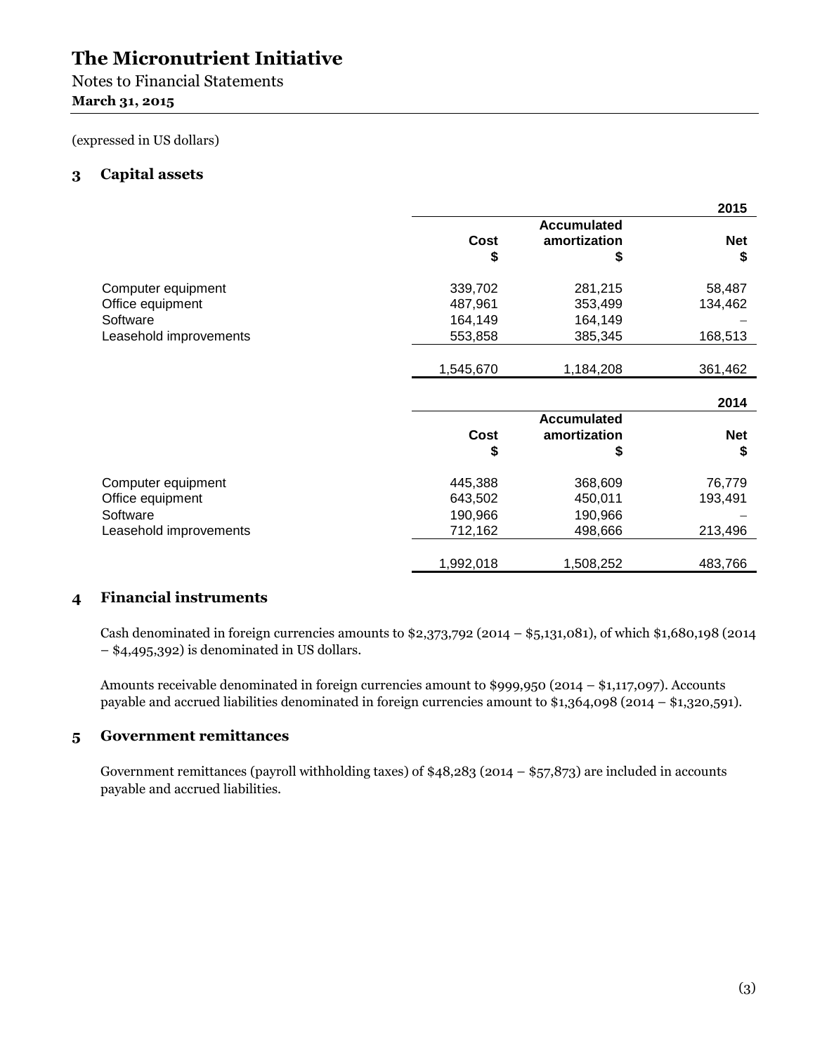# The Micronutrient Initiative

Notes to Financial Statements

**March 31, 2015**

(expressed in US dollars)

## 3 Capital assets

| | | | **2015** |
|---|---|---|---|
| | **Cost**<br>**$** | **Accumulated amortization**<br>**$** | **Net**<br>**$** |
| Computer equipment | 339,702 | 281,215 | 58,487 |
| Office equipment | 487,961 | 353,499 | 134,462 |
| Software | 164,149 | 164,149 | – |
| Leasehold improvements | 553,858 | 385,345 | 168,513 |
| | 1,545,670 | 1,184,208 | 361,462 |

| | | | **2014** |
|---|---|---|---|
| | **Cost**<br>**$** | **Accumulated amortization**<br>**$** | **Net**<br>**$** |
| Computer equipment | 445,388 | 368,609 | 76,779 |
| Office equipment | 643,502 | 450,011 | 193,491 |
| Software | 190,966 | 190,966 | – |
| Leasehold improvements | 712,162 | 498,666 | 213,496 |
| | 1,992,018 | 1,508,252 | 483,766 |

## 4 Financial instruments

Cash denominated in foreign currencies amounts to $2,373,792 (2014 – $5,131,081), of which $1,680,198 (2014 – $4,495,392) is denominated in US dollars.

Amounts receivable denominated in foreign currencies amount to $999,950 (2014 – $1,117,097). Accounts payable and accrued liabilities denominated in foreign currencies amount to $1,364,098 (2014 – $1,320,591).

## 5 Government remittances

Government remittances (payroll withholding taxes) of $48,283 (2014 – $57,873) are included in accounts payable and accrued liabilities.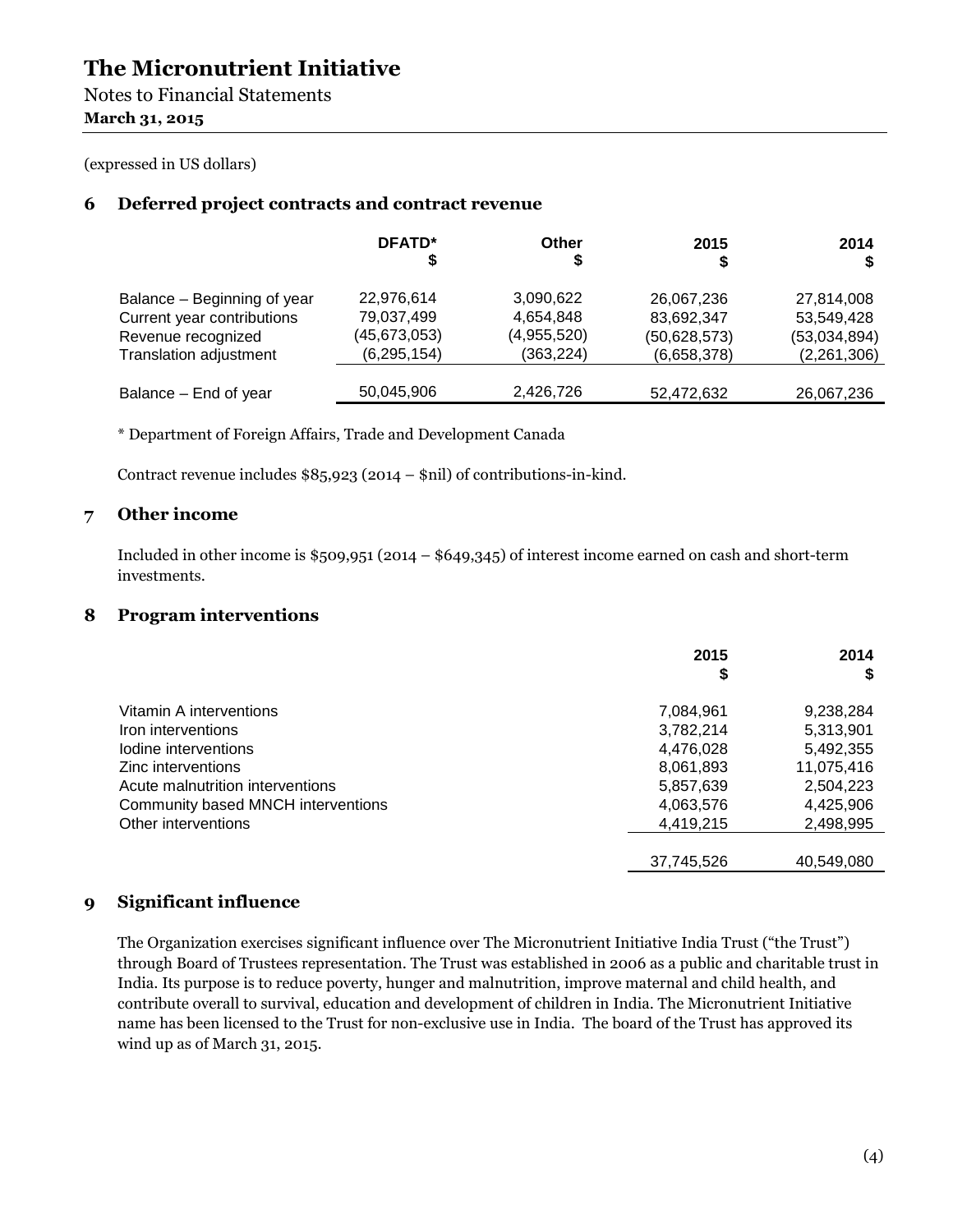# The Micronutrient Initiative

Notes to Financial Statements
**March 31, 2015**

(expressed in US dollars)

## 6 Deferred project contracts and contract revenue

| | DFATD* $ | Other $ | 2015 $ | 2014 $ |
|---|---|---|---|---|
| Balance – Beginning of year | 22,976,614 | 3,090,622 | 26,067,236 | 27,814,008 |
| Current year contributions | 79,037,499 | 4,654,848 | 83,692,347 | 53,549,428 |
| Revenue recognized | (45,673,053) | (4,955,520) | (50,628,573) | (53,034,894) |
| Translation adjustment | (6,295,154) | (363,224) | (6,658,378) | (2,261,306) |
| Balance – End of year | 50,045,906 | 2,426,726 | 52,472,632 | 26,067,236 |

* Department of Foreign Affairs, Trade and Development Canada

Contract revenue includes $85,923 (2014 – $nil) of contributions-in-kind.

## 7 Other income

Included in other income is $509,951 (2014 – $649,345) of interest income earned on cash and short-term investments.

## 8 Program interventions

| | 2015 $ | 2014 $ |
|---|---|---|
| Vitamin A interventions | 7,084,961 | 9,238,284 |
| Iron interventions | 3,782,214 | 5,313,901 |
| Iodine interventions | 4,476,028 | 5,492,355 |
| Zinc interventions | 8,061,893 | 11,075,416 |
| Acute malnutrition interventions | 5,857,639 | 2,504,223 |
| Community based MNCH interventions | 4,063,576 | 4,425,906 |
| Other interventions | 4,419,215 | 2,498,995 |
| | 37,745,526 | 40,549,080 |

## 9 Significant influence

The Organization exercises significant influence over The Micronutrient Initiative India Trust ("the Trust") through Board of Trustees representation. The Trust was established in 2006 as a public and charitable trust in India. Its purpose is to reduce poverty, hunger and malnutrition, improve maternal and child health, and contribute overall to survival, education and development of children in India. The Micronutrient Initiative name has been licensed to the Trust for non-exclusive use in India. The board of the Trust has approved its wind up as of March 31, 2015.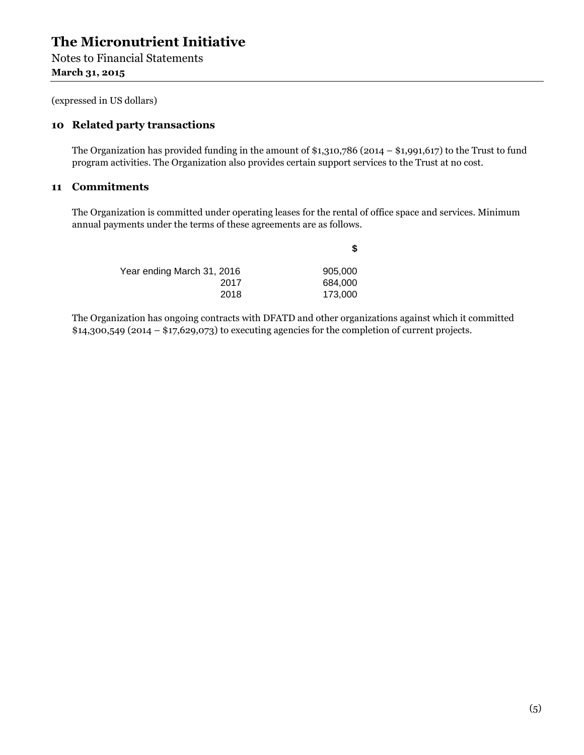# The Micronutrient Initiative

Notes to Financial Statements
**March 31, 2015**

(expressed in US dollars)

## 10 Related party transactions

The Organization has provided funding in the amount of $1,310,786 (2014 – $1,991,617) to the Trust to fund program activities. The Organization also provides certain support services to the Trust at no cost.

## 11 Commitments

The Organization is committed under operating leases for the rental of office space and services. Minimum annual payments under the terms of these agreements are as follows.

| | $ |
|---|---|
| Year ending March 31, 2016 | 905,000 |
| 2017 | 684,000 |
| 2018 | 173,000 |

The Organization has ongoing contracts with DFATD and other organizations against which it committed $14,300,549 (2014 – $17,629,073) to executing agencies for the completion of current projects.